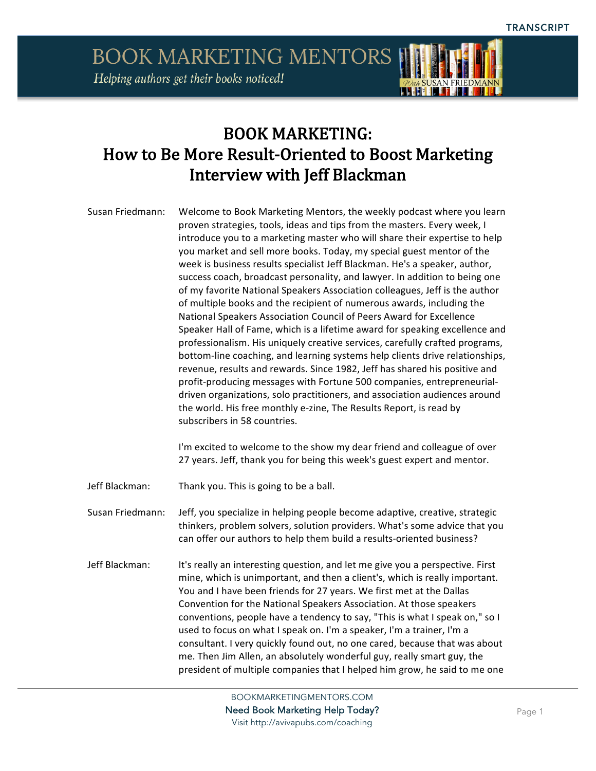# BOOK MARKETING: How to Be More Result-Oriented to Boost Marketing Interview with Jeff Blackman

**Susan Friedmann:** Welcome to Book Marketing Mentors, the weekly podcast where you learn proven strategies, tools, ideas and tips from the masters. Every week, I introduce you to a marketing master who will share their expertise to help you market and sell more books. Today, my special guest mentor of the week is business results specialist Jeff Blackman. He's a speaker, author, success coach, broadcast personality, and lawyer. In addition to being one of my favorite National Speakers Association colleagues, Jeff is the author of multiple books and the recipient of numerous awards, including the National Speakers Association Council of Peers Award for Excellence Speaker Hall of Fame, which is a lifetime award for speaking excellence and professionalism. His uniquely creative services, carefully crafted programs, bottom-line coaching, and learning systems help clients drive relationships, revenue, results and rewards. Since 1982, Jeff has shared his positive and profit-producing messages with Fortune 500 companies, entrepreneurial-driven organizations, solo practitioners, and association audiences around the world. His free monthly e-zine, The Results Report, is read by subscribers in 58 countries.

I'm excited to welcome to the show my dear friend and colleague of over 27 years. Jeff, thank you for being this week's guest expert and mentor.

**Jeff Blackman:** Thank you. This is going to be a ball.

**Susan Friedmann:** Jeff, you specialize in helping people become adaptive, creative, strategic thinkers, problem solvers, solution providers. What's some advice that you can offer our authors to help them build a results-oriented business?

**Jeff Blackman:** It's really an interesting question, and let me give you a perspective. First mine, which is unimportant, and then a client's, which is really important. You and I have been friends for 27 years. We first met at the Dallas Convention for the National Speakers Association. At those speakers conventions, people have a tendency to say, "This is what I speak on," so I used to focus on what I speak on. I'm a speaker, I'm a trainer, I'm a consultant. I very quickly found out, no one cared, because that was about me. Then Jim Allen, an absolutely wonderful guy, really smart guy, the president of multiple companies that I helped him grow, he said to me one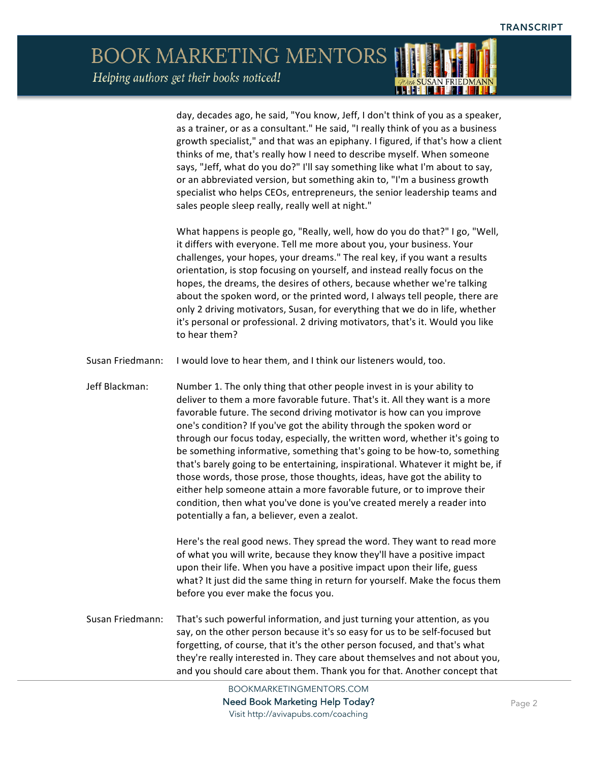day, decades ago, he said, "You know, Jeff, I don't think of you as a speaker, as a trainer, or as a consultant." He said, "I really think of you as a business growth specialist," and that was an epiphany. I figured, if that's how a client thinks of me, that's really how I need to describe myself. When someone says, "Jeff, what do you do?" I'll say something like what I'm about to say, or an abbreviated version, but something akin to, "I'm a business growth specialist who helps CEOs, entrepreneurs, the senior leadership teams and sales people sleep really, really well at night."

What happens is people go, "Really, well, how do you do that?" I go, "Well, it differs with everyone. Tell me more about you, your business. Your challenges, your hopes, your dreams." The real key, if you want a results orientation, is stop focusing on yourself, and instead really focus on the hopes, the dreams, the desires of others, because whether we're talking about the spoken word, or the printed word, I always tell people, there are only 2 driving motivators, Susan, for everything that we do in life, whether it's personal or professional. 2 driving motivators, that's it. Would you like to hear them?

**Susan Friedmann:** I would love to hear them, and I think our listeners would, too.

**Jeff Blackman:** Number 1. The only thing that other people invest in is your ability to deliver to them a more favorable future. That's it. All they want is a more favorable future. The second driving motivator is how can you improve one's condition? If you've got the ability through the spoken word or through our focus today, especially, the written word, whether it's going to be something informative, something that's going to be how-to, something that's barely going to be entertaining, inspirational. Whatever it might be, if those words, those prose, those thoughts, ideas, have got the ability to either help someone attain a more favorable future, or to improve their condition, then what you've done is you've created merely a reader into potentially a fan, a believer, even a zealot.

Here's the real good news. They spread the word. They want to read more of what you will write, because they know they'll have a positive impact upon their life. When you have a positive impact upon their life, guess what? It just did the same thing in return for yourself. Make the focus them before you ever make the focus you.

**Susan Friedmann:** That's such powerful information, and just turning your attention, as you say, on the other person because it's so easy for us to be self-focused but forgetting, of course, that it's the other person focused, and that's what they're really interested in. They care about themselves and not about you, and you should care about them. Thank you for that. Another concept that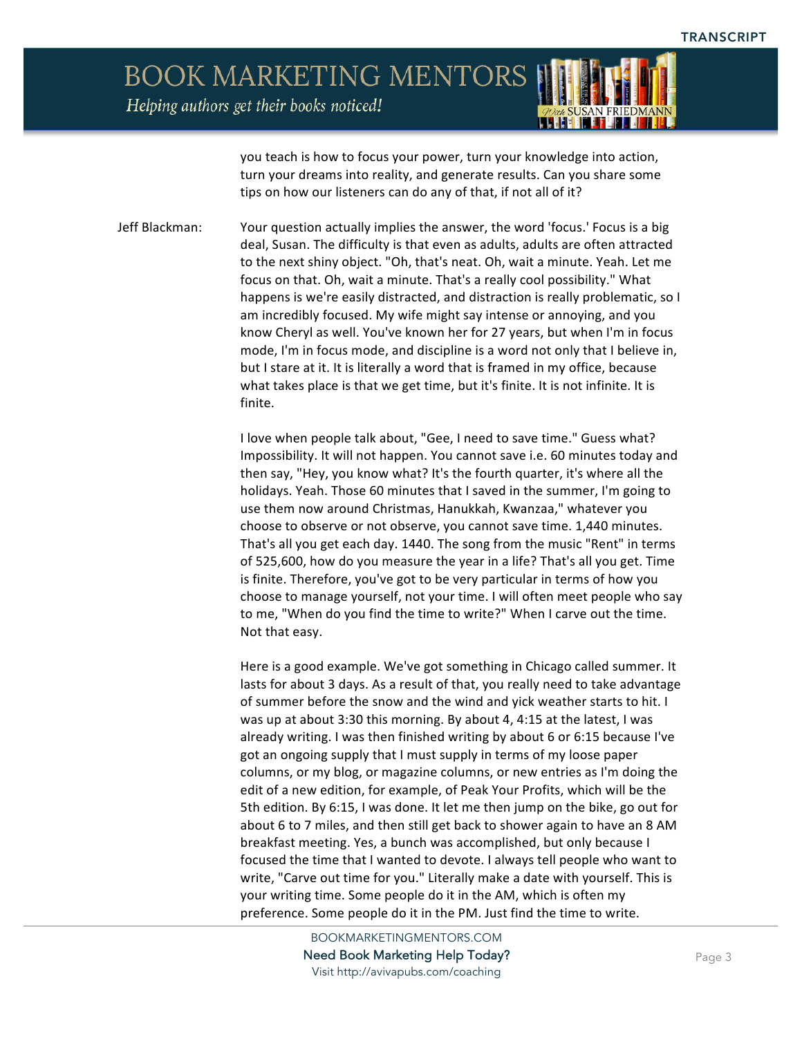you teach is how to focus your power, turn your knowledge into action, turn your dreams into reality, and generate results. Can you share some tips on how our listeners can do any of that, if not all of it?

Jeff Blackman: Your question actually implies the answer, the word 'focus.' Focus is a big deal, Susan. The difficulty is that even as adults, adults are often attracted to the next shiny object. "Oh, that's neat. Oh, wait a minute. Yeah. Let me focus on that. Oh, wait a minute. That's a really cool possibility." What happens is we're easily distracted, and distraction is really problematic, so I am incredibly focused. My wife might say intense or annoying, and you know Cheryl as well. You've known her for 27 years, but when I'm in focus mode, I'm in focus mode, and discipline is a word not only that I believe in, but I stare at it. It is literally a word that is framed in my office, because what takes place is that we get time, but it's finite. It is not infinite. It is finite.

I love when people talk about, "Gee, I need to save time." Guess what? Impossibility. It will not happen. You cannot save i.e. 60 minutes today and then say, "Hey, you know what? It's the fourth quarter, it's where all the holidays. Yeah. Those 60 minutes that I saved in the summer, I'm going to use them now around Christmas, Hanukkah, Kwanzaa," whatever you choose to observe or not observe, you cannot save time. 1,440 minutes. That's all you get each day. 1440. The song from the music "Rent" in terms of 525,600, how do you measure the year in a life? That's all you get. Time is finite. Therefore, you've got to be very particular in terms of how you choose to manage yourself, not your time. I will often meet people who say to me, "When do you find the time to write?" When I carve out the time. Not that easy.

Here is a good example. We've got something in Chicago called summer. It lasts for about 3 days. As a result of that, you really need to take advantage of summer before the snow and the wind and yick weather starts to hit. I was up at about 3:30 this morning. By about 4, 4:15 at the latest, I was already writing. I was then finished writing by about 6 or 6:15 because I've got an ongoing supply that I must supply in terms of my loose paper columns, or my blog, or magazine columns, or new entries as I'm doing the edit of a new edition, for example, of Peak Your Profits, which will be the 5th edition. By 6:15, I was done. It let me then jump on the bike, go out for about 6 to 7 miles, and then still get back to shower again to have an 8 AM breakfast meeting. Yes, a bunch was accomplished, but only because I focused the time that I wanted to devote. I always tell people who want to write, "Carve out time for you." Literally make a date with yourself. This is your writing time. Some people do it in the AM, which is often my preference. Some people do it in the PM. Just find the time to write.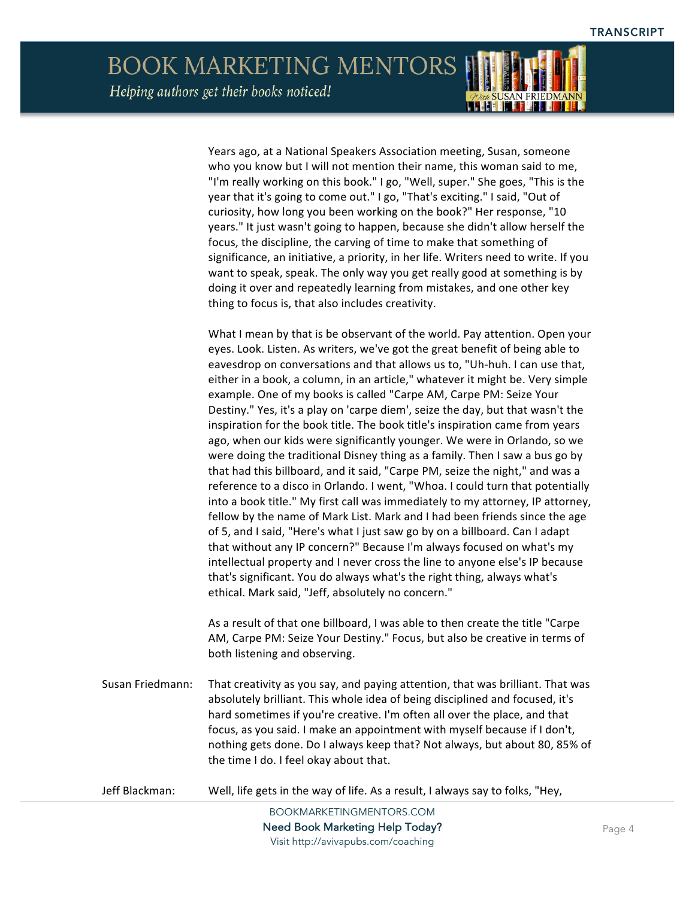Years ago, at a National Speakers Association meeting, Susan, someone who you know but I will not mention their name, this woman said to me, "I'm really working on this book." I go, "Well, super." She goes, "This is the year that it's going to come out." I go, "That's exciting." I said, "Out of curiosity, how long you been working on the book?" Her response, "10 years." It just wasn't going to happen, because she didn't allow herself the focus, the discipline, the carving of time to make that something of significance, an initiative, a priority, in her life. Writers need to write. If you want to speak, speak. The only way you get really good at something is by doing it over and repeatedly learning from mistakes, and one other key thing to focus is, that also includes creativity.

What I mean by that is be observant of the world. Pay attention. Open your eyes. Look. Listen. As writers, we've got the great benefit of being able to eavesdrop on conversations and that allows us to, "Uh-huh. I can use that, either in a book, a column, in an article," whatever it might be. Very simple example. One of my books is called "Carpe AM, Carpe PM: Seize Your Destiny." Yes, it's a play on 'carpe diem', seize the day, but that wasn't the inspiration for the book title. The book title's inspiration came from years ago, when our kids were significantly younger. We were in Orlando, so we were doing the traditional Disney thing as a family. Then I saw a bus go by that had this billboard, and it said, "Carpe PM, seize the night," and was a reference to a disco in Orlando. I went, "Whoa. I could turn that potentially into a book title." My first call was immediately to my attorney, IP attorney, fellow by the name of Mark List. Mark and I had been friends since the age of 5, and I said, "Here's what I just saw go by on a billboard. Can I adapt that without any IP concern?" Because I'm always focused on what's my intellectual property and I never cross the line to anyone else's IP because that's significant. You do always what's the right thing, always what's ethical. Mark said, "Jeff, absolutely no concern."

As a result of that one billboard, I was able to then create the title "Carpe AM, Carpe PM: Seize Your Destiny." Focus, but also be creative in terms of both listening and observing.

Susan Friedmann: That creativity as you say, and paying attention, that was brilliant. That was absolutely brilliant. This whole idea of being disciplined and focused, it's hard sometimes if you're creative. I'm often all over the place, and that focus, as you said. I make an appointment with myself because if I don't, nothing gets done. Do I always keep that? Not always, but about 80, 85% of the time I do. I feel okay about that.

Jeff Blackman: Well, life gets in the way of life. As a result, I always say to folks, "Hey,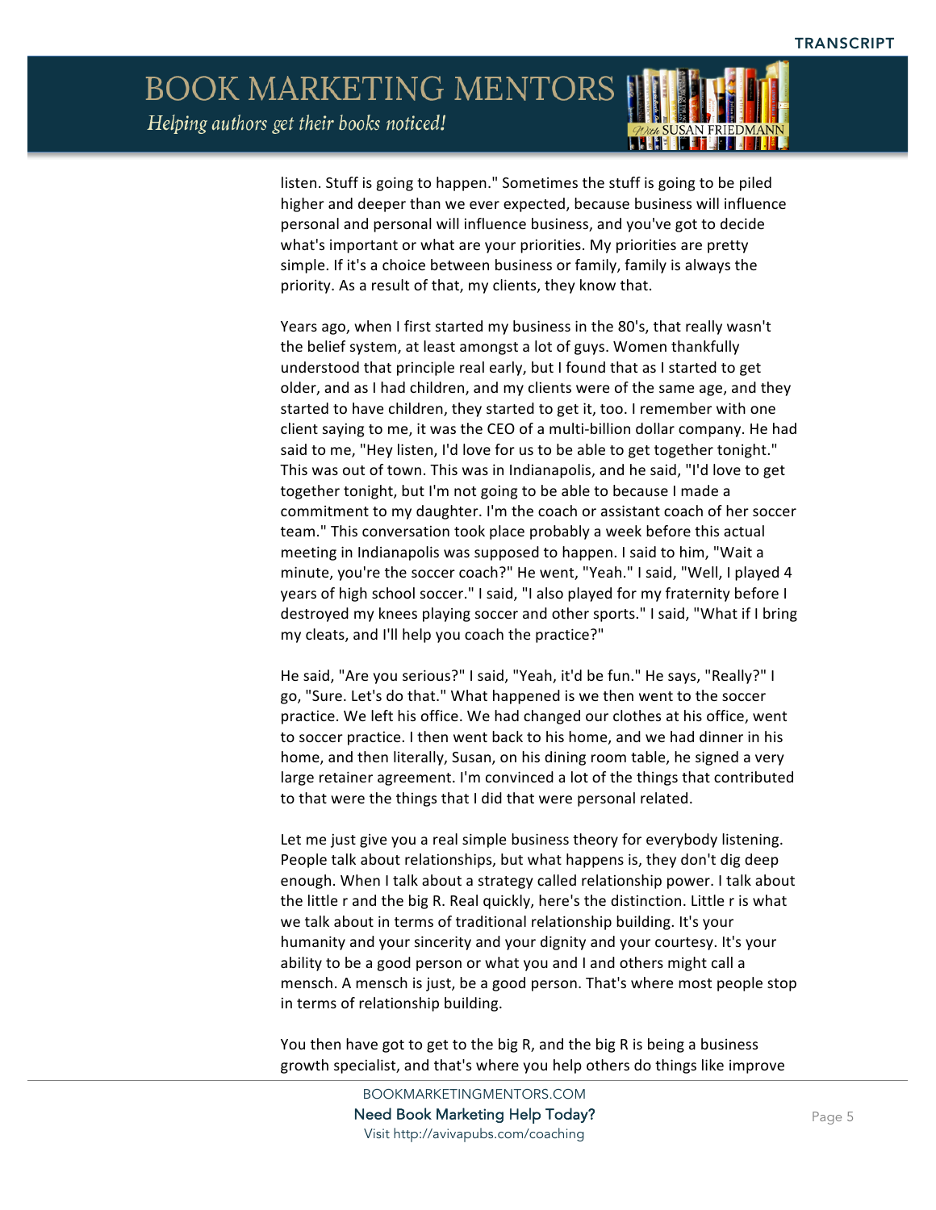listen. Stuff is going to happen." Sometimes the stuff is going to be piled higher and deeper than we ever expected, because business will influence personal and personal will influence business, and you've got to decide what's important or what are your priorities. My priorities are pretty simple. If it's a choice between business or family, family is always the priority. As a result of that, my clients, they know that.

Years ago, when I first started my business in the 80's, that really wasn't the belief system, at least amongst a lot of guys. Women thankfully understood that principle real early, but I found that as I started to get older, and as I had children, and my clients were of the same age, and they started to have children, they started to get it, too. I remember with one client saying to me, it was the CEO of a multi-billion dollar company. He had said to me, "Hey listen, I'd love for us to be able to get together tonight." This was out of town. This was in Indianapolis, and he said, "I'd love to get together tonight, but I'm not going to be able to because I made a commitment to my daughter. I'm the coach or assistant coach of her soccer team." This conversation took place probably a week before this actual meeting in Indianapolis was supposed to happen. I said to him, "Wait a minute, you're the soccer coach?" He went, "Yeah." I said, "Well, I played 4 years of high school soccer." I said, "I also played for my fraternity before I destroyed my knees playing soccer and other sports." I said, "What if I bring my cleats, and I'll help you coach the practice?"

He said, "Are you serious?" I said, "Yeah, it'd be fun." He says, "Really?" I go, "Sure. Let's do that." What happened is we then went to the soccer practice. We left his office. We had changed our clothes at his office, went to soccer practice. I then went back to his home, and we had dinner in his home, and then literally, Susan, on his dining room table, he signed a very large retainer agreement. I'm convinced a lot of the things that contributed to that were the things that I did that were personal related.

Let me just give you a real simple business theory for everybody listening. People talk about relationships, but what happens is, they don't dig deep enough. When I talk about a strategy called relationship power. I talk about the little r and the big R. Real quickly, here's the distinction. Little r is what we talk about in terms of traditional relationship building. It's your humanity and your sincerity and your dignity and your courtesy. It's your ability to be a good person or what you and I and others might call a mensch. A mensch is just, be a good person. That's where most people stop in terms of relationship building.

You then have got to get to the big R, and the big R is being a business growth specialist, and that's where you help others do things like improve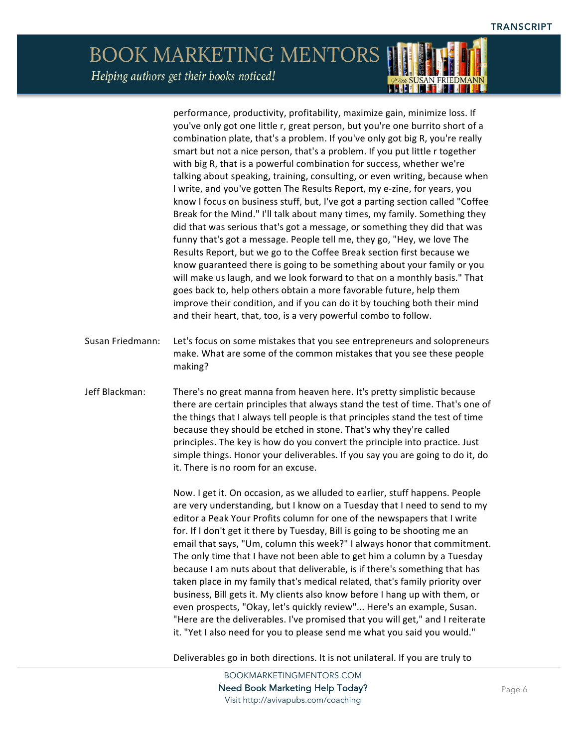performance, productivity, profitability, maximize gain, minimize loss. If you've only got one little r, great person, but you're one burrito short of a combination plate, that's a problem. If you've only got big R, you're really smart but not a nice person, that's a problem. If you put little r together with big R, that is a powerful combination for success, whether we're talking about speaking, training, consulting, or even writing, because when I write, and you've gotten The Results Report, my e-zine, for years, you know I focus on business stuff, but, I've got a parting section called "Coffee Break for the Mind." I'll talk about many times, my family. Something they did that was serious that's got a message, or something they did that was funny that's got a message. People tell me, they go, "Hey, we love The Results Report, but we go to the Coffee Break section first because we know guaranteed there is going to be something about your family or you will make us laugh, and we look forward to that on a monthly basis." That goes back to, help others obtain a more favorable future, help them improve their condition, and if you can do it by touching both their mind and their heart, that, too, is a very powerful combo to follow.

**Susan Friedmann:** Let's focus on some mistakes that you see entrepreneurs and solopreneurs make. What are some of the common mistakes that you see these people making?

**Jeff Blackman:** There's no great manna from heaven here. It's pretty simplistic because there are certain principles that always stand the test of time. That's one of the things that I always tell people is that principles stand the test of time because they should be etched in stone. That's why they're called principles. The key is how do you convert the principle into practice. Just simple things. Honor your deliverables. If you say you are going to do it, do it. There is no room for an excuse.

Now. I get it. On occasion, as we alluded to earlier, stuff happens. People are very understanding, but I know on a Tuesday that I need to send to my editor a Peak Your Profits column for one of the newspapers that I write for. If I don't get it there by Tuesday, Bill is going to be shooting me an email that says, "Um, column this week?" I always honor that commitment. The only time that I have not been able to get him a column by a Tuesday because I am nuts about that deliverable, is if there's something that has taken place in my family that's medical related, that's family priority over business, Bill gets it. My clients also know before I hang up with them, or even prospects, "Okay, let's quickly review"... Here's an example, Susan. "Here are the deliverables. I've promised that you will get," and I reiterate it. "Yet I also need for you to please send me what you said you would."

Deliverables go in both directions. It is not unilateral. If you are truly to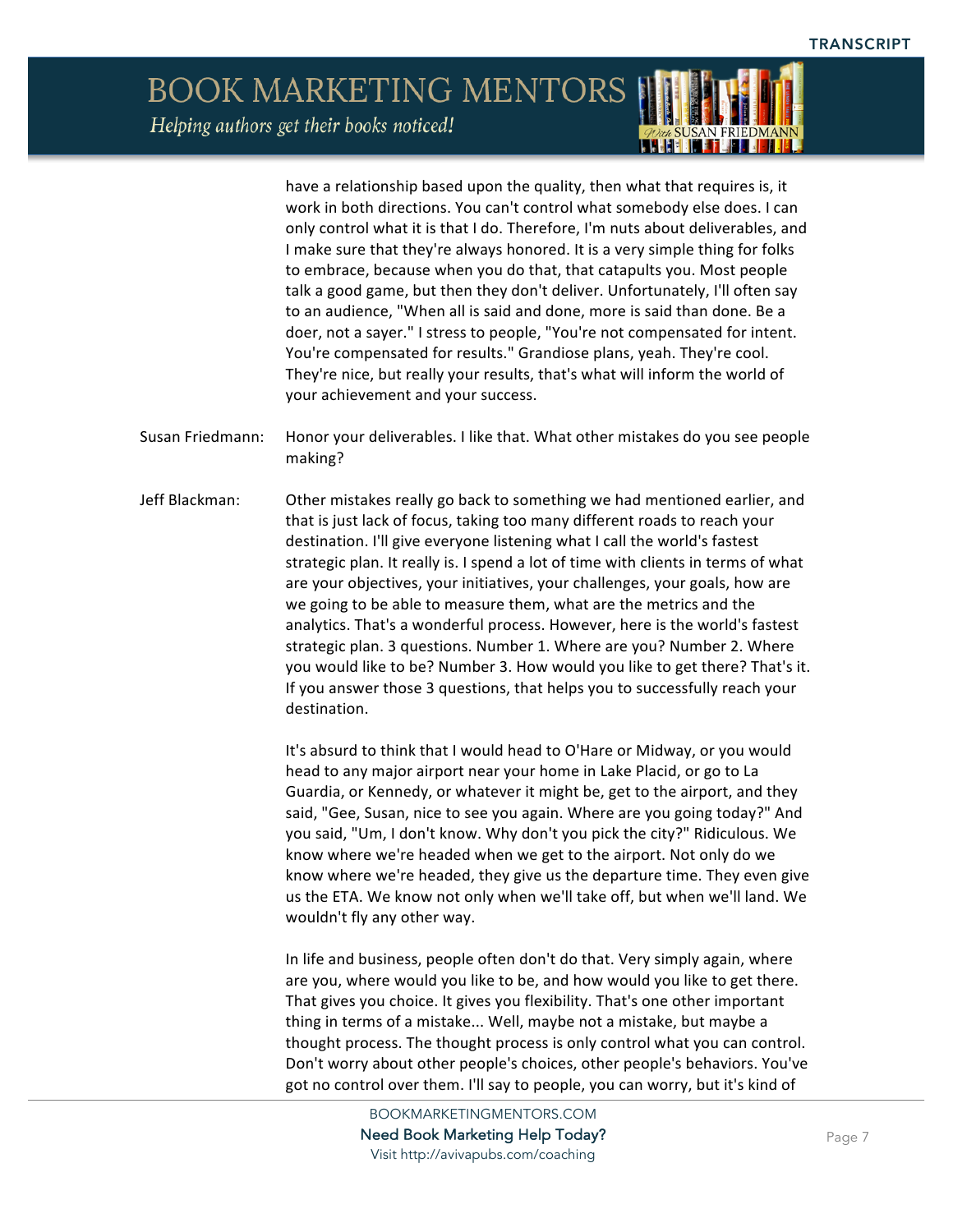have a relationship based upon the quality, then what that requires is, it work in both directions. You can't control what somebody else does. I can only control what it is that I do. Therefore, I'm nuts about deliverables, and I make sure that they're always honored. It is a very simple thing for folks to embrace, because when you do that, that catapults you. Most people talk a good game, but then they don't deliver. Unfortunately, I'll often say to an audience, "When all is said and done, more is said than done. Be a doer, not a sayer." I stress to people, "You're not compensated for intent. You're compensated for results." Grandiose plans, yeah. They're cool. They're nice, but really your results, that's what will inform the world of your achievement and your success.

Susan Friedmann: Honor your deliverables. I like that. What other mistakes do you see people making?

Jeff Blackman: Other mistakes really go back to something we had mentioned earlier, and that is just lack of focus, taking too many different roads to reach your destination. I'll give everyone listening what I call the world's fastest strategic plan. It really is. I spend a lot of time with clients in terms of what are your objectives, your initiatives, your challenges, your goals, how are we going to be able to measure them, what are the metrics and the analytics. That's a wonderful process. However, here is the world's fastest strategic plan. 3 questions. Number 1. Where are you? Number 2. Where you would like to be? Number 3. How would you like to get there? That's it. If you answer those 3 questions, that helps you to successfully reach your destination.

It's absurd to think that I would head to O'Hare or Midway, or you would head to any major airport near your home in Lake Placid, or go to La Guardia, or Kennedy, or whatever it might be, get to the airport, and they said, "Gee, Susan, nice to see you again. Where are you going today?" And you said, "Um, I don't know. Why don't you pick the city?" Ridiculous. We know where we're headed when we get to the airport. Not only do we know where we're headed, they give us the departure time. They even give us the ETA. We know not only when we'll take off, but when we'll land. We wouldn't fly any other way.

In life and business, people often don't do that. Very simply again, where are you, where would you like to be, and how would you like to get there. That gives you choice. It gives you flexibility. That's one other important thing in terms of a mistake... Well, maybe not a mistake, but maybe a thought process. The thought process is only control what you can control. Don't worry about other people's choices, other people's behaviors. You've got no control over them. I'll say to people, you can worry, but it's kind of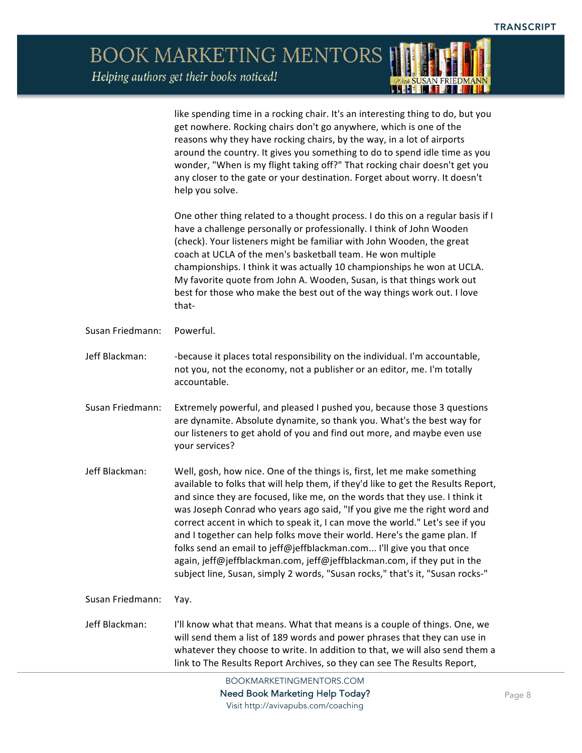like spending time in a rocking chair. It's an interesting thing to do, but you get nowhere. Rocking chairs don't go anywhere, which is one of the reasons why they have rocking chairs, by the way, in a lot of airports around the country. It gives you something to do to spend idle time as you wonder, "When is my flight taking off?" That rocking chair doesn't get you any closer to the gate or your destination. Forget about worry. It doesn't help you solve.

One other thing related to a thought process. I do this on a regular basis if I have a challenge personally or professionally. I think of John Wooden (check). Your listeners might be familiar with John Wooden, the great coach at UCLA of the men's basketball team. He won multiple championships. I think it was actually 10 championships he won at UCLA. My favorite quote from John A. Wooden, Susan, is that things work out best for those who make the best out of the way things work out. I love that-

Susan Friedmann: Powerful.

Jeff Blackman: -because it places total responsibility on the individual. I'm accountable, not you, not the economy, not a publisher or an editor, me. I'm totally accountable.

Susan Friedmann: Extremely powerful, and pleased I pushed you, because those 3 questions are dynamite. Absolute dynamite, so thank you. What's the best way for our listeners to get ahold of you and find out more, and maybe even use your services?

Jeff Blackman: Well, gosh, how nice. One of the things is, first, let me make something available to folks that will help them, if they'd like to get the Results Report, and since they are focused, like me, on the words that they use. I think it was Joseph Conrad who years ago said, "If you give me the right word and correct accent in which to speak it, I can move the world." Let's see if you and I together can help folks move their world. Here's the game plan. If folks send an email to jeff@jeffblackman.com... I'll give you that once again, jeff@jeffblackman.com, jeff@jeffblackman.com, if they put in the subject line, Susan, simply 2 words, "Susan rocks," that's it, "Susan rocks-"

Susan Friedmann: Yay.

Jeff Blackman: I'll know what that means. What that means is a couple of things. One, we will send them a list of 189 words and power phrases that they can use in whatever they choose to write. In addition to that, we will also send them a link to The Results Report Archives, so they can see The Results Report,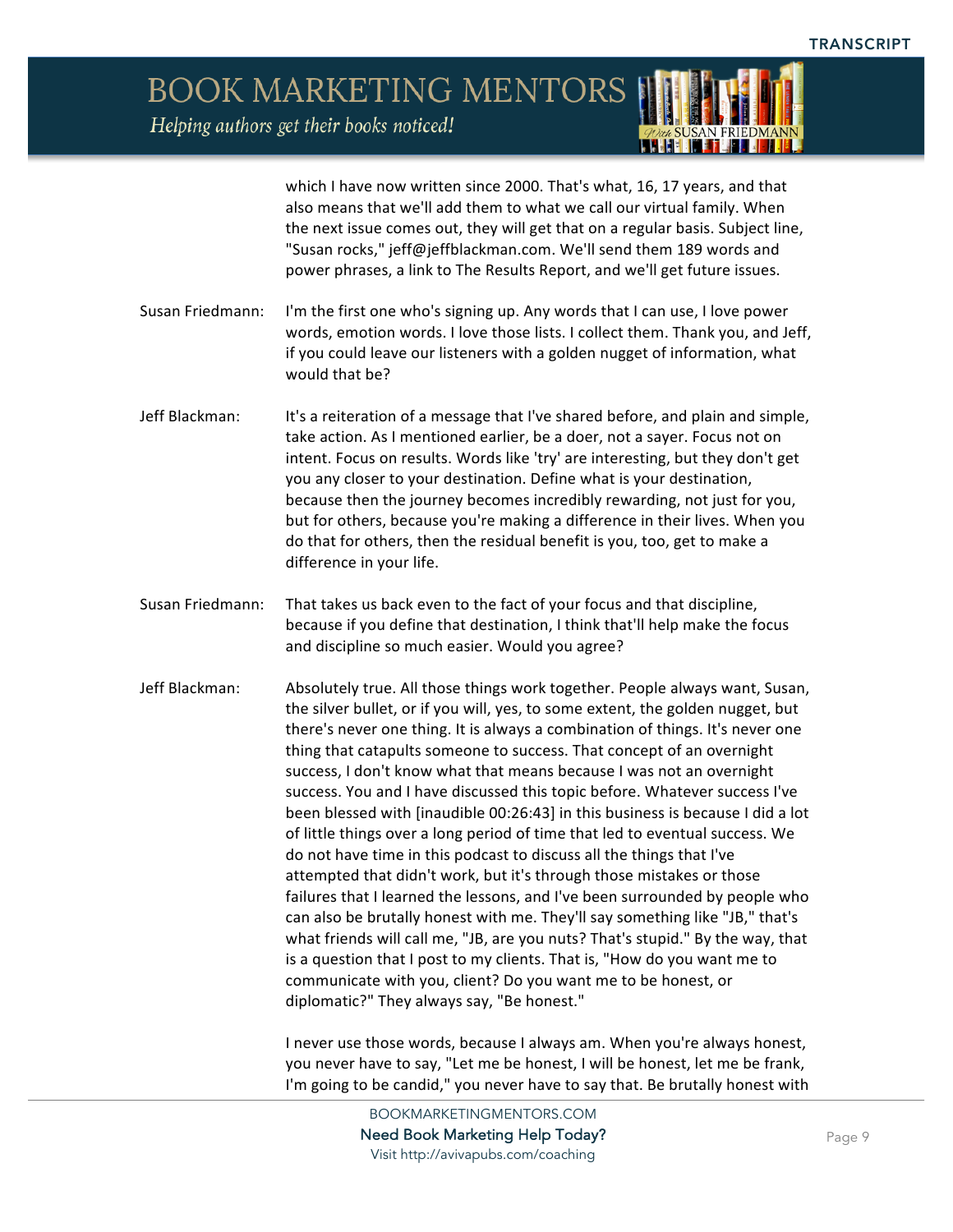which I have now written since 2000. That's what, 16, 17 years, and that also means that we'll add them to what we call our virtual family. When the next issue comes out, they will get that on a regular basis. Subject line, "Susan rocks," jeff@jeffblackman.com. We'll send them 189 words and power phrases, a link to The Results Report, and we'll get future issues.

Susan Friedmann: I'm the first one who's signing up. Any words that I can use, I love power words, emotion words. I love those lists. I collect them. Thank you, and Jeff, if you could leave our listeners with a golden nugget of information, what would that be?

Jeff Blackman: It's a reiteration of a message that I've shared before, and plain and simple, take action. As I mentioned earlier, be a doer, not a sayer. Focus not on intent. Focus on results. Words like 'try' are interesting, but they don't get you any closer to your destination. Define what is your destination, because then the journey becomes incredibly rewarding, not just for you, but for others, because you're making a difference in their lives. When you do that for others, then the residual benefit is you, too, get to make a difference in your life.

Susan Friedmann: That takes us back even to the fact of your focus and that discipline, because if you define that destination, I think that'll help make the focus and discipline so much easier. Would you agree?

Jeff Blackman: Absolutely true. All those things work together. People always want, Susan, the silver bullet, or if you will, yes, to some extent, the golden nugget, but there's never one thing. It is always a combination of things. It's never one thing that catapults someone to success. That concept of an overnight success, I don't know what that means because I was not an overnight success. You and I have discussed this topic before. Whatever success I've been blessed with [inaudible 00:26:43] in this business is because I did a lot of little things over a long period of time that led to eventual success. We do not have time in this podcast to discuss all the things that I've attempted that didn't work, but it's through those mistakes or those failures that I learned the lessons, and I've been surrounded by people who can also be brutally honest with me. They'll say something like "JB," that's what friends will call me, "JB, are you nuts? That's stupid." By the way, that is a question that I post to my clients. That is, "How do you want me to communicate with you, client? Do you want me to be honest, or diplomatic?" They always say, "Be honest."

I never use those words, because I always am. When you're always honest, you never have to say, "Let me be honest, I will be honest, let me be frank, I'm going to be candid," you never have to say that. Be brutally honest with

BOOKMARKETINGMENTORS.COM
Need Book Marketing Help Today?
Visit http://avivapubs.com/coaching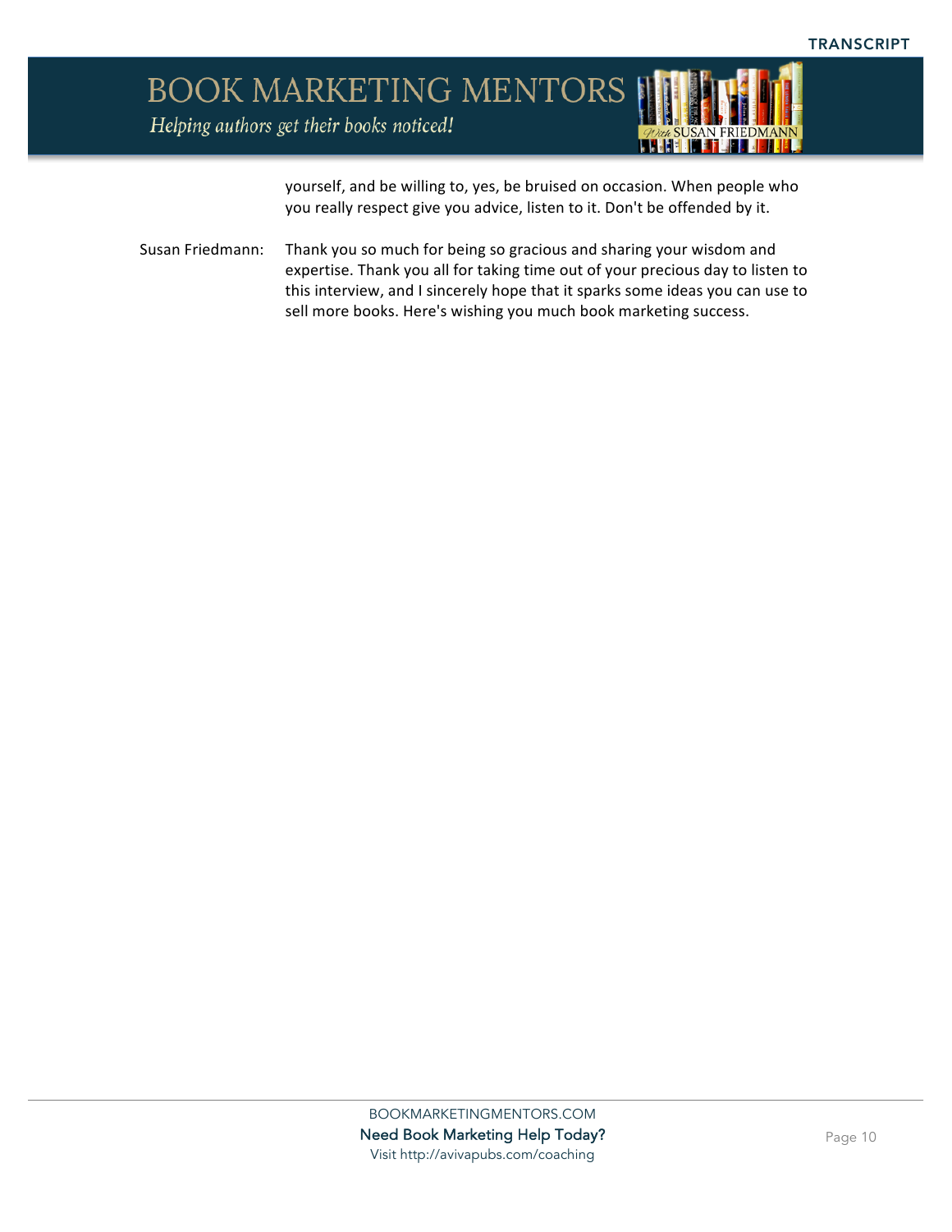yourself, and be willing to, yes, be bruised on occasion. When people who you really respect give you advice, listen to it. Don't be offended by it.

Susan Friedmann: Thank you so much for being so gracious and sharing your wisdom and expertise. Thank you all for taking time out of your precious day to listen to this interview, and I sincerely hope that it sparks some ideas you can use to sell more books. Here's wishing you much book marketing success.